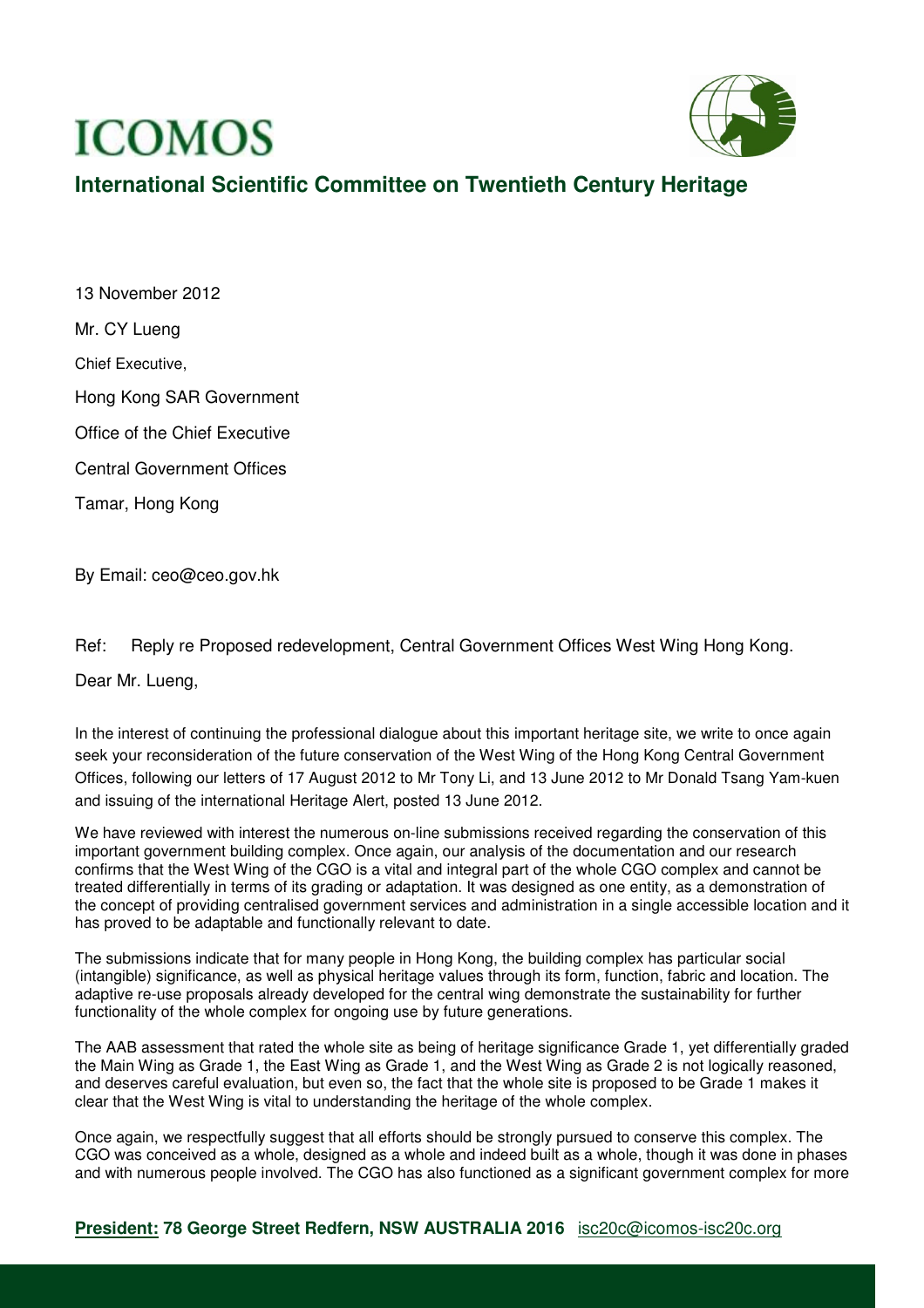# ICOMOS

## International Scientific Committee on Twentieth Century Heritage

13 November 2012

Mr. CY Lueng

Chief Executive,

Hong Kong SAR Government

Office of the Chief Executive

Central Government Offices

Tamar, Hong Kong

By Email: ceo@ceo.gov.hk

Ref: Reply re Proposed redevelopment, Central Government Offices West Wing Hong Kong.

Dear Mr. Lueng,

In the interest of continuing the professional dialogue about this important heritage site, we write to once again seek your reconsideration of the future conservation of the West Wing of the Hong Kong Central Government Offices, following our letters of 17 August 2012 to Mr Tony Li, and 13 June 2012 to Mr Donald Tsang Yam-kuen and issuing of the international Heritage Alert, posted 13 June 2012.

We have reviewed with interest the numerous on-line submissions received regarding the conservation of this important government building complex. Once again, our analysis of the documentation and our research confirms that the West Wing of the CGO is a vital and integral part of the whole CGO complex and cannot be treated differentially in terms of its grading or adaptation. It was designed as one entity, as a demonstration of the concept of providing centralised government services and administration in a single accessible location and it has proved to be adaptable and functionally relevant to date.

The submissions indicate that for many people in Hong Kong, the building complex has particular social (intangible) significance, as well as physical heritage values through its form, function, fabric and location. The adaptive re-use proposals already developed for the central wing demonstrate the sustainability for further functionality of the whole complex for ongoing use by future generations.

The AAB assessment that rated the whole site as being of heritage significance Grade 1, yet differentially graded the Main Wing as Grade 1, the East Wing as Grade 1, and the West Wing as Grade 2 is not logically reasoned, and deserves careful evaluation, but even so, the fact that the whole site is proposed to be Grade 1 makes it clear that the West Wing is vital to understanding the heritage of the whole complex.

Once again, we respectfully suggest that all efforts should be strongly pursued to conserve this complex. The CGO was conceived as a whole, designed as a whole and indeed built as a whole, though it was done in phases and with numerous people involved. The CGO has also functioned as a significant government complex for more

**President: 78 George Street Redfern, NSW AUSTRALIA 2016** isc20c@icomos-isc20c.org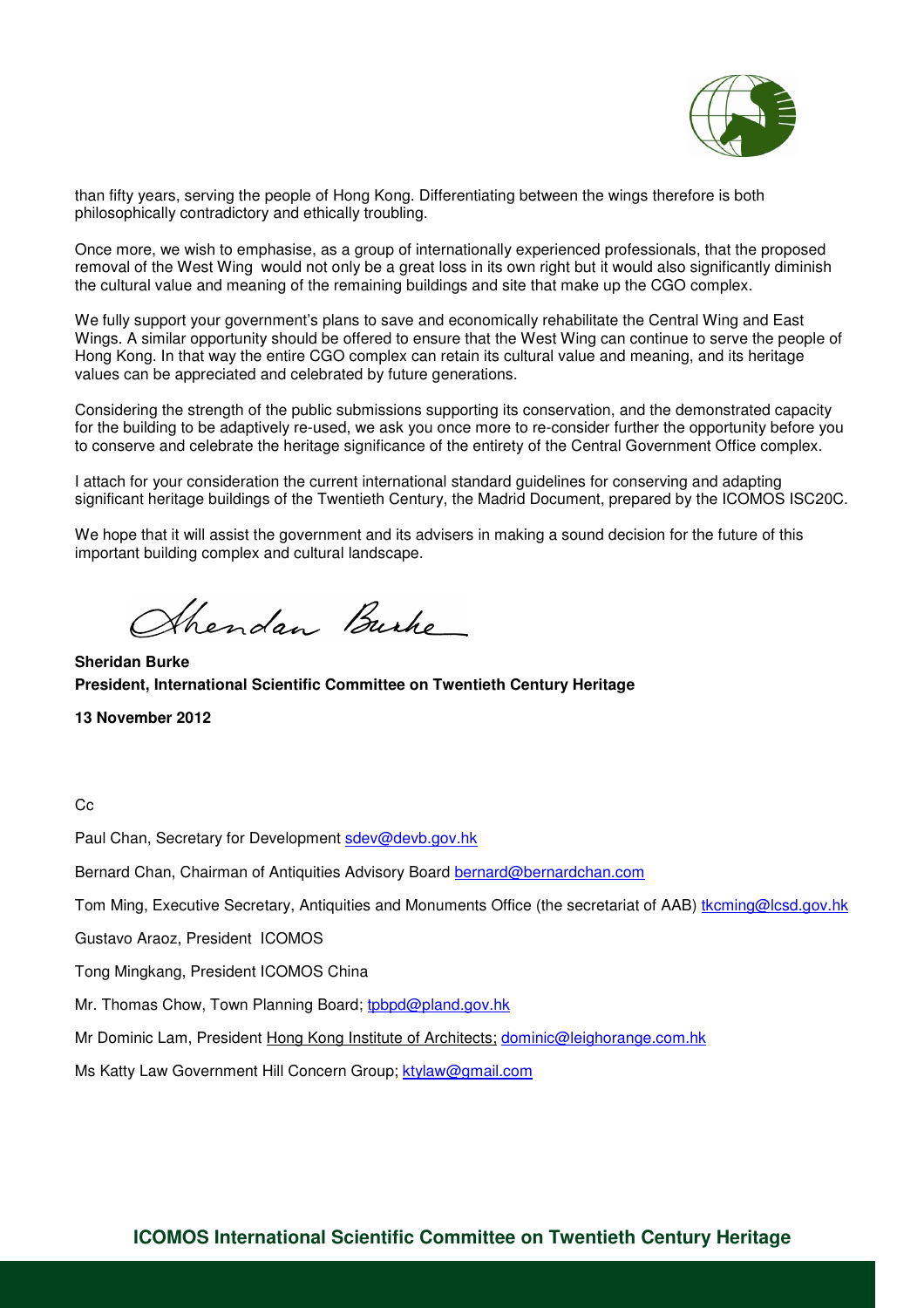than fifty years, serving the people of Hong Kong. Differentiating between the wings therefore is both philosophically contradictory and ethically troubling.

Once more, we wish to emphasise, as a group of internationally experienced professionals, that the proposed removal of the West Wing would not only be a great loss in its own right but it would also significantly diminish the cultural value and meaning of the remaining buildings and site that make up the CGO complex.

We fully support your government's plans to save and economically rehabilitate the Central Wing and East Wings. A similar opportunity should be offered to ensure that the West Wing can continue to serve the people of Hong Kong. In that way the entire CGO complex can retain its cultural value and meaning, and its heritage values can be appreciated and celebrated by future generations.

Considering the strength of the public submissions supporting its conservation, and the demonstrated capacity for the building to be adaptively re-used, we ask you once more to re-consider further the opportunity before you to conserve and celebrate the heritage significance of the entirety of the Central Government Office complex.

I attach for your consideration the current international standard guidelines for conserving and adapting significant heritage buildings of the Twentieth Century, the Madrid Document, prepared by the ICOMOS ISC20C.

We hope that it will assist the government and its advisers in making a sound decision for the future of this important building complex and cultural landscape.

Sheridan Burke

**Sheridan Burke**
**President, International Scientific Committee on Twentieth Century Heritage**

**13 November 2012**

Cc

Paul Chan, Secretary for Development sdev@devb.gov.hk

Bernard Chan, Chairman of Antiquities Advisory Board bernard@bernardchan.com

Tom Ming, Executive Secretary, Antiquities and Monuments Office (the secretariat of AAB) tkcming@lcsd.gov.hk

Gustavo Araoz, President ICOMOS

Tong Mingkang, President ICOMOS China

Mr. Thomas Chow, Town Planning Board; tpbpd@pland.gov.hk

Mr Dominic Lam, President Hong Kong Institute of Architects; dominic@leighorange.com.hk

Ms Katty Law Government Hill Concern Group; ktylaw@gmail.com

**ICOMOS International Scientific Committee on Twentieth Century Heritage**